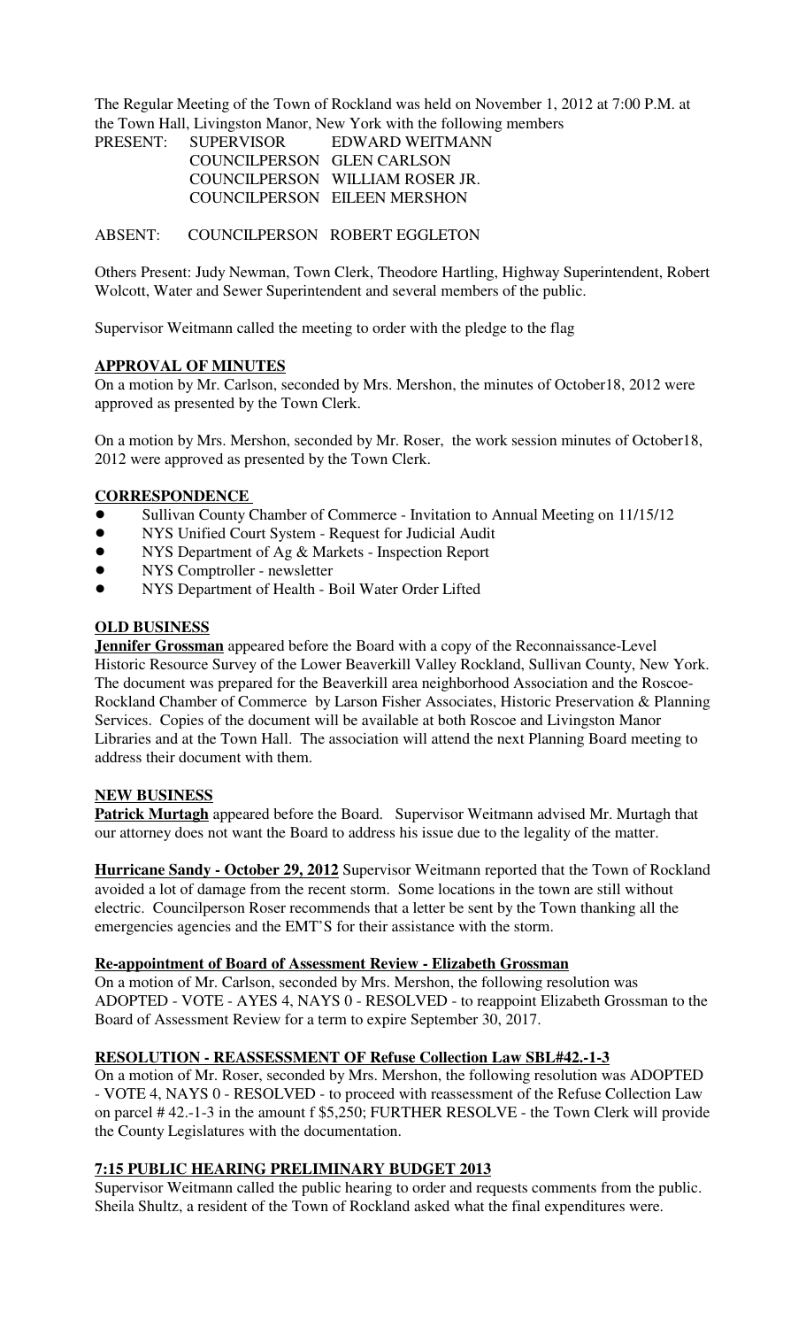The Regular Meeting of the Town of Rockland was held on November 1, 2012 at 7:00 P.M. at the Town Hall, Livingston Manor, New York with the following members

PRESENT: SUPERVISOR EDWARD WEITMANN
COUNCILPERSON GLEN CARLSON
COUNCILPERSON WILLIAM ROSER JR.
COUNCILPERSON EILEEN MERSHON

ABSENT: COUNCILPERSON ROBERT EGGLETON

Others Present: Judy Newman, Town Clerk, Theodore Hartling, Highway Superintendent, Robert Wolcott, Water and Sewer Superintendent and several members of the public.

Supervisor Weitmann called the meeting to order with the pledge to the flag

**APPROVAL OF MINUTES**

On a motion by Mr. Carlson, seconded by Mrs. Mershon, the minutes of October18, 2012 were approved as presented by the Town Clerk.

On a motion by Mrs. Mershon, seconded by Mr. Roser, the work session minutes of October18, 2012 were approved as presented by the Town Clerk.

**CORRESPONDENCE**

- Sullivan County Chamber of Commerce - Invitation to Annual Meeting on 11/15/12
- NYS Unified Court System - Request for Judicial Audit
- NYS Department of Ag & Markets - Inspection Report
- NYS Comptroller - newsletter
- NYS Department of Health - Boil Water Order Lifted

**OLD BUSINESS**

**Jennifer Grossman** appeared before the Board with a copy of the Reconnaissance-Level Historic Resource Survey of the Lower Beaverkill Valley Rockland, Sullivan County, New York. The document was prepared for the Beaverkill area neighborhood Association and the Roscoe-Rockland Chamber of Commerce by Larson Fisher Associates, Historic Preservation & Planning Services. Copies of the document will be available at both Roscoe and Livingston Manor Libraries and at the Town Hall. The association will attend the next Planning Board meeting to address their document with them.

**NEW BUSINESS**

**Patrick Murtagh** appeared before the Board. Supervisor Weitmann advised Mr. Murtagh that our attorney does not want the Board to address his issue due to the legality of the matter.

**Hurricane Sandy - October 29, 2012** Supervisor Weitmann reported that the Town of Rockland avoided a lot of damage from the recent storm. Some locations in the town are still without electric. Councilperson Roser recommends that a letter be sent by the Town thanking all the emergencies agencies and the EMT'S for their assistance with the storm.

**Re-appointment of Board of Assessment Review - Elizabeth Grossman**

On a motion of Mr. Carlson, seconded by Mrs. Mershon, the following resolution was ADOPTED - VOTE - AYES 4, NAYS 0 - RESOLVED - to reappoint Elizabeth Grossman to the Board of Assessment Review for a term to expire September 30, 2017.

**RESOLUTION - REASSESSMENT OF Refuse Collection Law SBL#42.-1-3**

On a motion of Mr. Roser, seconded by Mrs. Mershon, the following resolution was ADOPTED - VOTE 4, NAYS 0 - RESOLVED - to proceed with reassessment of the Refuse Collection Law on parcel # 42.-1-3 in the amount f $5,250; FURTHER RESOLVE - the Town Clerk will provide the County Legislatures with the documentation.

**7:15 PUBLIC HEARING PRELIMINARY BUDGET 2013**

Supervisor Weitmann called the public hearing to order and requests comments from the public. Sheila Shultz, a resident of the Town of Rockland asked what the final expenditures were.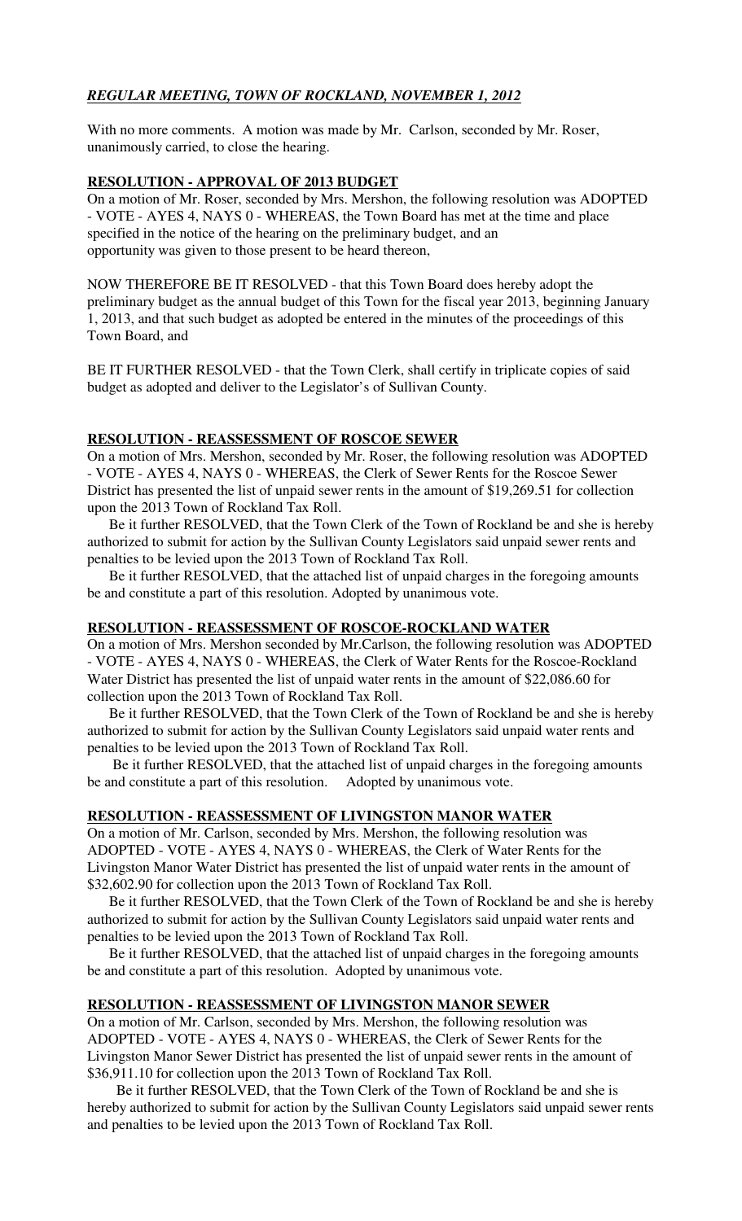***REGULAR MEETING, TOWN OF ROCKLAND, NOVEMBER 1, 2012***

With no more comments. A motion was made by Mr. Carlson, seconded by Mr. Roser, unanimously carried, to close the hearing.

**RESOLUTION - APPROVAL OF 2013 BUDGET**

On a motion of Mr. Roser, seconded by Mrs. Mershon, the following resolution was ADOPTED - VOTE - AYES 4, NAYS 0 - WHEREAS, the Town Board has met at the time and place specified in the notice of the hearing on the preliminary budget, and an opportunity was given to those present to be heard thereon,

NOW THEREFORE BE IT RESOLVED - that this Town Board does hereby adopt the preliminary budget as the annual budget of this Town for the fiscal year 2013, beginning January 1, 2013, and that such budget as adopted be entered in the minutes of the proceedings of this Town Board, and

BE IT FURTHER RESOLVED - that the Town Clerk, shall certify in triplicate copies of said budget as adopted and deliver to the Legislator's of Sullivan County.

**RESOLUTION - REASSESSMENT OF ROSCOE SEWER**

On a motion of Mrs. Mershon, seconded by Mr. Roser, the following resolution was ADOPTED - VOTE - AYES 4, NAYS 0 - WHEREAS, the Clerk of Sewer Rents for the Roscoe Sewer District has presented the list of unpaid sewer rents in the amount of $19,269.51 for collection upon the 2013 Town of Rockland Tax Roll.

Be it further RESOLVED, that the Town Clerk of the Town of Rockland be and she is hereby authorized to submit for action by the Sullivan County Legislators said unpaid sewer rents and penalties to be levied upon the 2013 Town of Rockland Tax Roll.

Be it further RESOLVED, that the attached list of unpaid charges in the foregoing amounts be and constitute a part of this resolution. Adopted by unanimous vote.

**RESOLUTION - REASSESSMENT OF ROSCOE-ROCKLAND WATER**

On a motion of Mrs. Mershon seconded by Mr.Carlson, the following resolution was ADOPTED - VOTE - AYES 4, NAYS 0 - WHEREAS, the Clerk of Water Rents for the Roscoe-Rockland Water District has presented the list of unpaid water rents in the amount of $22,086.60 for collection upon the 2013 Town of Rockland Tax Roll.

Be it further RESOLVED, that the Town Clerk of the Town of Rockland be and she is hereby authorized to submit for action by the Sullivan County Legislators said unpaid water rents and penalties to be levied upon the 2013 Town of Rockland Tax Roll.

Be it further RESOLVED, that the attached list of unpaid charges in the foregoing amounts be and constitute a part of this resolution. Adopted by unanimous vote.

**RESOLUTION - REASSESSMENT OF LIVINGSTON MANOR WATER**

On a motion of Mr. Carlson, seconded by Mrs. Mershon, the following resolution was ADOPTED - VOTE - AYES 4, NAYS 0 - WHEREAS, the Clerk of Water Rents for the Livingston Manor Water District has presented the list of unpaid water rents in the amount of $32,602.90 for collection upon the 2013 Town of Rockland Tax Roll.

Be it further RESOLVED, that the Town Clerk of the Town of Rockland be and she is hereby authorized to submit for action by the Sullivan County Legislators said unpaid water rents and penalties to be levied upon the 2013 Town of Rockland Tax Roll.

Be it further RESOLVED, that the attached list of unpaid charges in the foregoing amounts be and constitute a part of this resolution. Adopted by unanimous vote.

**RESOLUTION - REASSESSMENT OF LIVINGSTON MANOR SEWER**

On a motion of Mr. Carlson, seconded by Mrs. Mershon, the following resolution was ADOPTED - VOTE - AYES 4, NAYS 0 - WHEREAS, the Clerk of Sewer Rents for the Livingston Manor Sewer District has presented the list of unpaid sewer rents in the amount of $36,911.10 for collection upon the 2013 Town of Rockland Tax Roll.

Be it further RESOLVED, that the Town Clerk of the Town of Rockland be and she is hereby authorized to submit for action by the Sullivan County Legislators said unpaid sewer rents and penalties to be levied upon the 2013 Town of Rockland Tax Roll.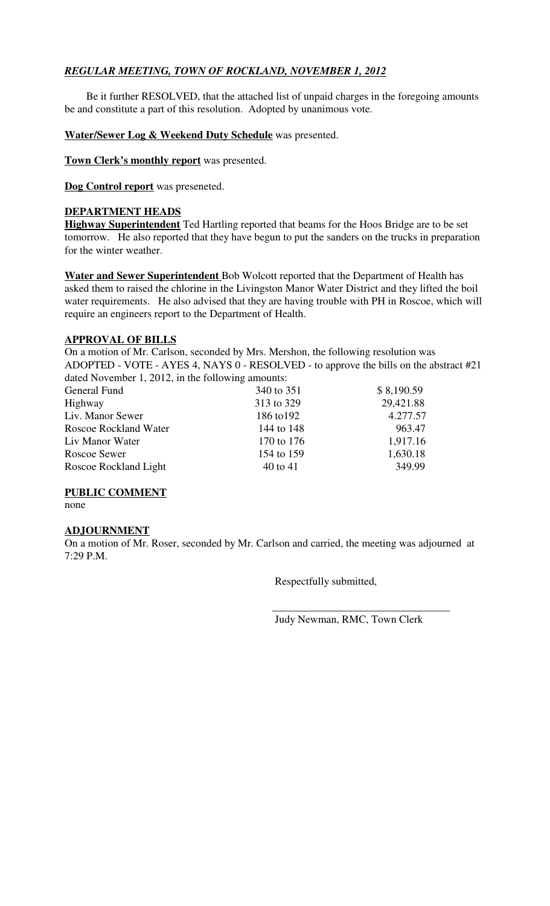***REGULAR MEETING, TOWN OF ROCKLAND, NOVEMBER 1, 2012***

Be it further RESOLVED, that the attached list of unpaid charges in the foregoing amounts be and constitute a part of this resolution. Adopted by unanimous vote.

**Water/Sewer Log & Weekend Duty Schedule** was presented.

**Town Clerk's monthly report** was presented.

**Dog Control report** was preseneted.

**DEPARTMENT HEADS**

**Highway Superintendent** Ted Hartling reported that beams for the Hoos Bridge are to be set tomorrow. He also reported that they have begun to put the sanders on the trucks in preparation for the winter weather.

**Water and Sewer Superintendent** Bob Wolcott reported that the Department of Health has asked them to raised the chlorine in the Livingston Manor Water District and they lifted the boil water requirements. He also advised that they are having trouble with PH in Roscoe, which will require an engineers report to the Department of Health.

**APPROVAL OF BILLS**

On a motion of Mr. Carlson, seconded by Mrs. Mershon, the following resolution was ADOPTED - VOTE - AYES 4, NAYS 0 - RESOLVED - to approve the bills on the abstract #21 dated November 1, 2012, in the following amounts:

| | | |
|---|---|---|
| General Fund | 340 to 351 | $ 8,190.59 |
| Highway | 313 to 329 | 29,421.88 |
| Liv. Manor Sewer | 186 to192 | 4.277.57 |
| Roscoe Rockland Water | 144 to 148 | 963.47 |
| Liv Manor Water | 170 to 176 | 1,917.16 |
| Roscoe Sewer | 154 to 159 | 1,630.18 |
| Roscoe Rockland Light | 40 to 41 | 349.99 |

**PUBLIC COMMENT**

none

**ADJOURNMENT**

On a motion of Mr. Roser, seconded by Mr. Carlson and carried, the meeting was adjourned at 7:29 P.M.

Respectfully submitted,

\_\_\_\_\_\_\_\_\_\_\_\_\_\_\_\_\_\_\_\_\_\_\_\_\_\_\_\_\_\_\_\_\_

Judy Newman, RMC, Town Clerk